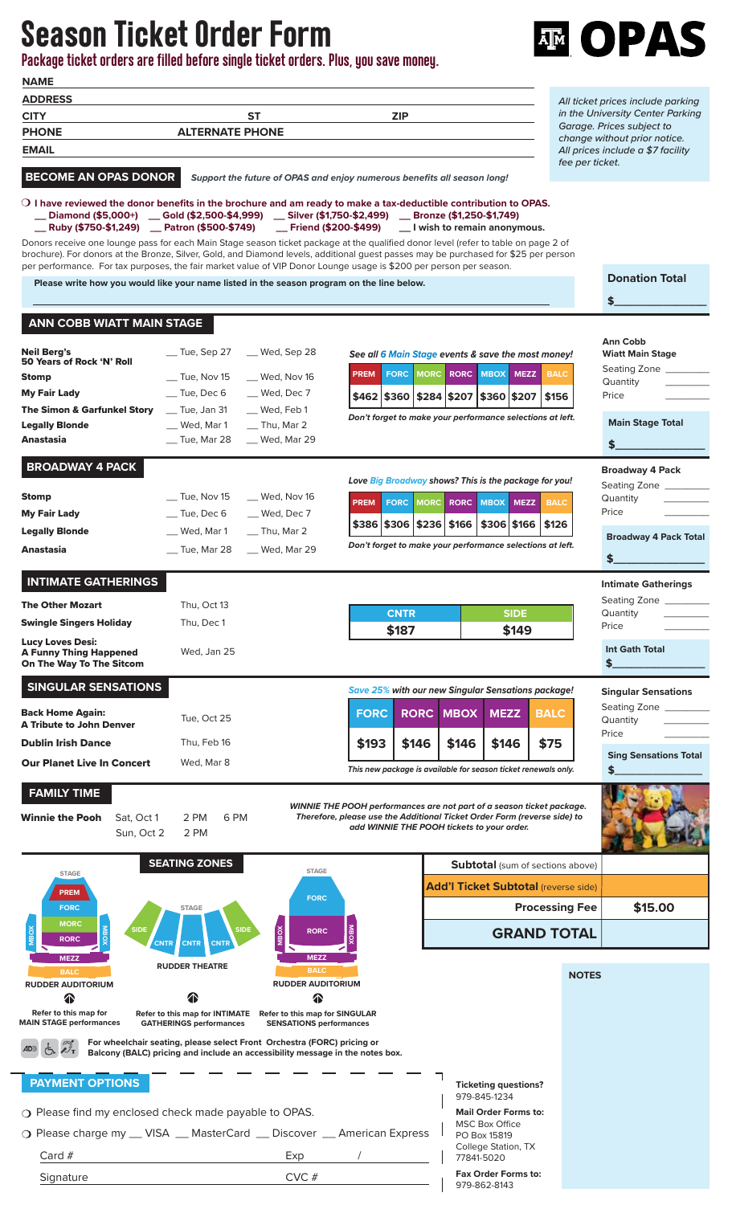# Season Ticket Order Form

**OPAS**

## Package ticket orders are filled before single ticket orders. Plus, you save money.

**NAME** ______________________

**ADDRESS** ______________________

**CITY** __________ **ST** __________ **ZIP** __________

**PHONE** __________ **ALTERNATE PHONE** __________

**EMAIL** ______________________

*All ticket prices include parking in the University Center Parking Garage. Prices subject to change without prior notice. All prices include a $7 facility fee per ticket.*

## BECOME AN OPAS DONOR

*Support the future of OPAS and enjoy numerous benefits all season long!*

❍ **I have reviewed the donor benefits in the brochure and am ready to make a tax-deductible contribution to OPAS.**

__ Diamond ($5,000+) __ Gold ($2,500-$4,999) __ Silver ($1,750-$2,499) __ Bronze ($1,250-$1,749)
__ Ruby ($750-$1,249) __ Patron ($500-$749) __ Friend ($200-$499) __ I wish to remain anonymous.

Donors receive one lounge pass for each Main Stage season ticket package at the qualified donor level (refer to table on page 2 of brochure). For donors at the Bronze, Silver, Gold, and Diamond levels, additional guest passes may be purchased for $25 per person per performance. For tax purposes, the fair market value of VIP Donor Lounge usage is $200 per person per season.

**Please write how you would like your name listed in the season program on the line below.**

______________________

**Donation Total** $__________

## ANN COBB WIATT MAIN STAGE

| Show | | |
|---|---|---|
| Neil Berg's 50 Years of Rock 'N' Roll | __ Tue, Sep 27 | __ Wed, Sep 28 |
| Stomp | __ Tue, Nov 15 | __ Wed, Nov 16 |
| My Fair Lady | __ Tue, Dec 6 | __ Wed, Dec 7 |
| The Simon & Garfunkel Story | __ Tue, Jan 31 | __ Wed, Feb 1 |
| Legally Blonde | __ Wed, Mar 1 | __ Thu, Mar 2 |
| Anastasia | __ Tue, Mar 28 | __ Wed, Mar 29 |

*See all 6 Main Stage events & save the most money!*

| PREM | FORC | MORC | RORC | MBOX | MEZZ | BALC |
|---|---|---|---|---|---|---|
| $462 | $360 | $284 | $207 | $360 | $207 | $156 |

*Don't forget to make your performance selections at left.*

**Ann Cobb Wiatt Main Stage**
Seating Zone __________
Quantity __________
Price __________

**Main Stage Total** $__________

## BROADWAY 4 PACK

| Show | | |
|---|---|---|
| Stomp | __ Tue, Nov 15 | __ Wed, Nov 16 |
| My Fair Lady | __ Tue, Dec 6 | __ Wed, Dec 7 |
| Legally Blonde | __ Wed, Mar 1 | __ Thu, Mar 2 |
| Anastasia | __ Tue, Mar 28 | __ Wed, Mar 29 |

*Love Big Broadway shows? This is the package for you!*

| PREM | FORC | MORC | RORC | MBOX | MEZZ | BALC |
|---|---|---|---|---|---|---|
| $386 | $306 | $236 | $166 | $306 | $166 | $126 |

*Don't forget to make your performance selections at left.*

**Broadway 4 Pack**
Seating Zone __________
Quantity __________
Price __________

**Broadway 4 Pack Total** $__________

## INTIMATE GATHERINGS

| Show | Date |
|---|---|
| The Other Mozart | Thu, Oct 13 |
| Swingle Singers Holiday | Thu, Dec 1 |
| Lucy Loves Desi: A Funny Thing Happened On The Way To The Sitcom | Wed, Jan 25 |

| CNTR | SIDE |
|---|---|
| $187 | $149 |

**Intimate Gatherings**
Seating Zone __________
Quantity __________
Price __________

**Int Gath Total** $__________

## SINGULAR SENSATIONS

| Show | Date |
|---|---|
| Back Home Again: A Tribute to John Denver | Tue, Oct 25 |
| Dublin Irish Dance | Thu, Feb 16 |
| Our Planet Live In Concert | Wed, Mar 8 |

*Save 25% with our new Singular Sensations package!*

| FORC | RORC | MBOX | MEZZ | BALC |
|---|---|---|---|---|
| $193 | $146 | $146 | $146 | $75 |

*This new package is available for season ticket renewals only.*

**Singular Sensations**
Seating Zone __________
Quantity __________
Price __________

**Sing Sensations Total** $__________

## FAMILY TIME

**Winnie the Pooh** Sat, Oct 1 2 PM 6 PM
Sun, Oct 2 2 PM

*WINNIE THE POOH performances are not part of a season ticket package. Therefore, please use the Additional Ticket Order Form (reverse side) to add WINNIE THE POOH tickets to your order.*

## SEATING ZONES

Refer to this map for MAIN STAGE performances (RUDDER AUDITORIUM): STAGE, PREM, FORC, MORC, RORC, MBOX, MEZZ, BALC

Refer to this map for INTIMATE GATHERINGS performances (RUDDER THEATRE): STAGE, SIDE, CNTR, CNTR, CNTR, SIDE

Refer to this map for SINGULAR SENSATIONS performances (RUDDER AUDITORIUM): STAGE, FORC, RORC, MBOX, MEZZ, BALC

For wheelchair seating, please select Front Orchestra (FORC) pricing or Balcony (BALC) pricing and include an accessibility message in the notes box.

| | |
|---|---|
| **Subtotal** (sum of sections above) | |
| **Add'l Ticket Subtotal** (reverse side) | |
| **Processing Fee** | $15.00 |
| **GRAND TOTAL** | |

**NOTES**

## PAYMENT OPTIONS

❍ Please find my enclosed check made payable to OPAS.

❍ Please charge my __ VISA __ MasterCard __ Discover __ American Express

Card # __________ Exp ____ / ____

Signature __________ CVC # ____

**Ticketing questions?**
979-845-1234

**Mail Order Forms to:**
MSC Box Office
PO Box 15819
College Station, TX
77841-5020

**Fax Order Forms to:**
979-862-8143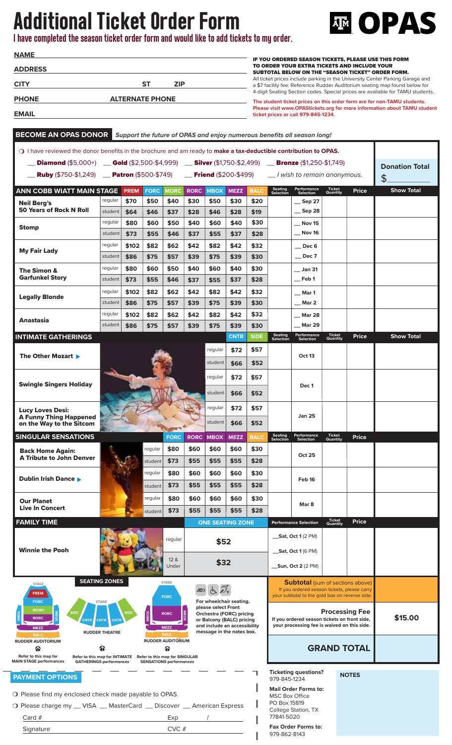# Additional Ticket Order Form

**OPAS**

## I have completed the season ticket order form and would like to add tickets to my order.

**NAME**

**ADDRESS**

**CITY** **ST** **ZIP**

**PHONE** **ALTERNATE PHONE**

**EMAIL**

**IF YOU ORDERED SEASON TICKETS, PLEASE USE THIS FORM TO ORDER YOUR EXTRA TICKETS AND INCLUDE YOUR SUBTOTAL BELOW ON THE "SEASON TICKET" ORDER FORM.** All ticket prices include parking in the University Center Parking Garage and a $7 facility fee. Reference Rudder Auditorium seating map found below for 4-digit Seating Section codes. Special prices are available for TAMU students.

**The student ticket prices on this order form are for non-TAMU students. Please visit www.OPAStickets.org for more information about TAMU student ticket prices or call 979-845-1234.**

## BECOME AN OPAS DONOR

*Support the future of OPAS and enjoy numerous benefits all season long!*

❍ I have reviewed the donor benefits in the brochure and am ready to **make a tax-deductible contribution to OPAS.**

__ **Diamond** ($5,000+) __ **Gold** ($2,500-$4,999) __ **Silver** ($1,750-$2,499) __ **Bronze** ($1,250-$1,749)

__ **Ruby** ($750-$1,249) __ **Patron** ($500-$749) __ **Friend** ($200-$499) __ *I wish to remain anonymous.*

**Donation Total** $______

## ANN COBB WIATT MAIN STAGE

| ANN COBB WIATT MAIN STAGE | | PREM | FORC | MORC | RORC | MBOX | MEZZ | BALC | Seating Selection | Performance Selection | Ticket Quantity | Price | Show Total |
|---|---|---|---|---|---|---|---|---|---|---|---|---|---|
| **Neil Berg's 50 Years of Rock N Roll** | regular | $70 | $50 | $40 | $30 | $50 | $30 | $20 | | __ Sep 27 | | | |
| | student | $64 | $46 | $37 | $28 | $46 | $28 | $19 | | __ Sep 28 | | | |
| **Stomp** | regular | $80 | $60 | $50 | $40 | $60 | $40 | $30 | | __ Nov 15 | | | |
| | student | $73 | $55 | $46 | $37 | $55 | $37 | $28 | | __ Nov 16 | | | |
| **My Fair Lady** | regular | $102 | $82 | $62 | $42 | $82 | $42 | $32 | | __ Dec 6 | | | |
| | student | $86 | $75 | $57 | $39 | $75 | $39 | $30 | | __ Dec 7 | | | |
| **The Simon & Garfunkel Story** | regular | $80 | $60 | $50 | $40 | $60 | $40 | $30 | | __ Jan 31 | | | |
| | student | $73 | $55 | $46 | $37 | $55 | $37 | $28 | | __ Feb 1 | | | |
| **Legally Blonde** | regular | $102 | $82 | $62 | $42 | $82 | $42 | $32 | | __ Mar 1 | | | |
| | student | $86 | $75 | $57 | $39 | $75 | $39 | $30 | | __ Mar 2 | | | |
| **Anastasia** | regular | $102 | $82 | $62 | $42 | $82 | $42 | $32 | | __ Mar 28 | | | |
| | student | $86 | $75 | $57 | $39 | $75 | $39 | $30 | | __ Mar 29 | | | |

## INTIMATE GATHERINGS

| INTIMATE GATHERINGS | | CNTR | SIDE | Seating Selection | Performance Selection | Ticket Quantity | Price | Show Total |
|---|---|---|---|---|---|---|---|---|
| **The Other Mozart** | regular | $72 | $57 | | Oct 13 | | | |
| | student | $66 | $52 | | | | | |
| **Swingle Singers Holiday** | regular | $72 | $57 | | Dec 1 | | | |
| | student | $66 | $52 | | | | | |
| **Lucy Loves Desi: A Funny Thing Happened on the Way to the Sitcom** | regular | $72 | $57 | | Jan 25 | | | |
| | student | $66 | $52 | | | | | |

## SINGULAR SENSATIONS

| SINGULAR SENSATIONS | | FORC | RORC | MBOX | MEZZ | BALC | Seating Selection | Performance Selection | Ticket Quantity | Price |
|---|---|---|---|---|---|---|---|---|---|---|
| **Back Home Again: A Tribute to John Denver** | regular | $80 | $60 | $60 | $60 | $30 | | Oct 25 | | |
| | student | $73 | $55 | $55 | $55 | $28 | | | | |
| **Dublin Irish Dance** | regular | $80 | $60 | $60 | $60 | $30 | | Feb 16 | | |
| | student | $73 | $55 | $55 | $55 | $28 | | | | |
| **Our Planet Live In Concert** | regular | $80 | $60 | $60 | $60 | $30 | | Mar 8 | | |
| | student | $73 | $55 | $55 | $55 | $28 | | | | |

## FAMILY TIME

| FAMILY TIME | | ONE SEATING ZONE | Performance Selection | Ticket Quantity | Price |
|---|---|---|---|---|---|
| **Winnie the Pooh** | regular | $52 | __Sat, Oct 1 (2 PM) | | |
| | 12 & Under | $32 | __Sat, Oct 1 (6 PM) | | |
| | | | __Sun, Oct 2 (2 PM) | | |

## SEATING ZONES

RUDDER AUDITORIUM — STAGE, PREM, FORC, MORC, RORC, MBOX, MEZZ, BALC
Refer to this map for MAIN STAGE performances

RUDDER THEATRE — STAGE, SIDE, CNTR, CNTR, CNTR, SIDE
Refer to this map for INTIMATE GATHERINGS performances

RUDDER AUDITORIUM — STAGE, FORC, RORC, MBOX, MEZZ, BALC
Refer to this map for SINGULAR SENSATIONS performances

For wheelchair seating, please select Front Orchestra (FORC) pricing or Balcony (BALC) pricing and include an accessibility message in the notes box.

**Subtotal** (sum of sections above)
If you ordered season tickets, please carry your subtotal to the gold box on reverse side.

**Processing Fee** — **$15.00**
If you ordered season tickets on front side, your processing fee is waived on this side.

**GRAND TOTAL**

## PAYMENT OPTIONS

❍ Please find my enclosed check made payable to OPAS.

❍ Please charge my __ VISA __ MasterCard __ Discover __ American Express

Card # ______ Exp ___ / ___

Signature ______ CVC # ______

**Ticketing questions?**
979-845-1234

**Mail Order Forms to:**
MSC Box Office
PO Box 15819
College Station, TX
77841-5020

**Fax Order Forms to:**
979-862-8143

**NOTES**